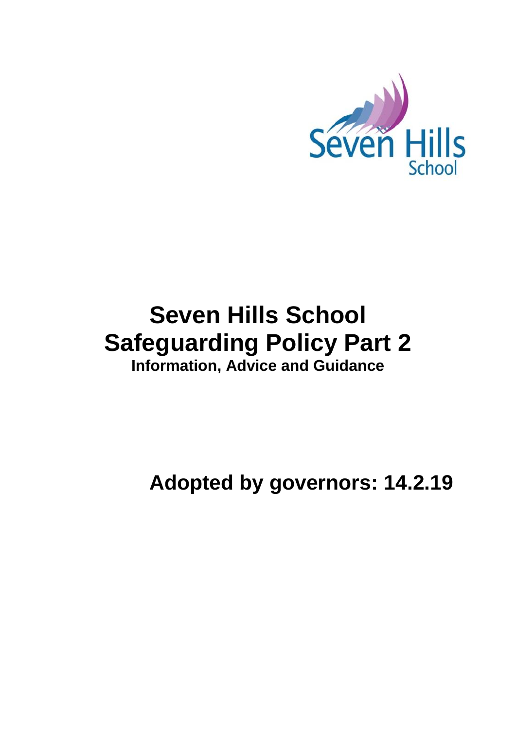# Seven Hills School
# Safeguarding Policy Part 2

**Information, Advice and Guidance**

**Adopted by governors: 14.2.19**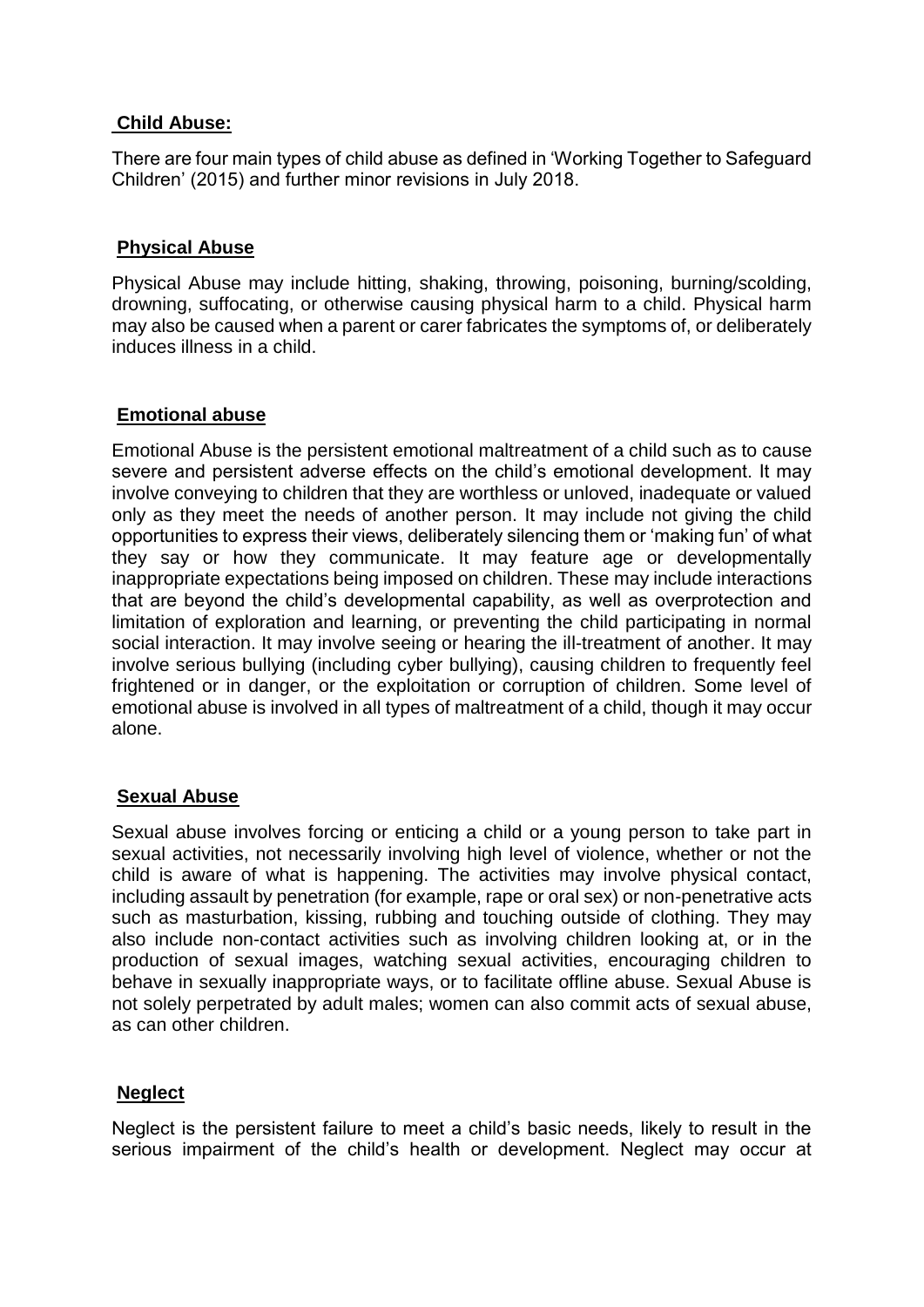## Child Abuse:

There are four main types of child abuse as defined in 'Working Together to Safeguard Children' (2015) and further minor revisions in July 2018.

### Physical Abuse

Physical Abuse may include hitting, shaking, throwing, poisoning, burning/scolding, drowning, suffocating, or otherwise causing physical harm to a child. Physical harm may also be caused when a parent or carer fabricates the symptoms of, or deliberately induces illness in a child.

### Emotional abuse

Emotional Abuse is the persistent emotional maltreatment of a child such as to cause severe and persistent adverse effects on the child's emotional development. It may involve conveying to children that they are worthless or unloved, inadequate or valued only as they meet the needs of another person. It may include not giving the child opportunities to express their views, deliberately silencing them or 'making fun' of what they say or how they communicate. It may feature age or developmentally inappropriate expectations being imposed on children. These may include interactions that are beyond the child's developmental capability, as well as overprotection and limitation of exploration and learning, or preventing the child participating in normal social interaction. It may involve seeing or hearing the ill-treatment of another. It may involve serious bullying (including cyber bullying), causing children to frequently feel frightened or in danger, or the exploitation or corruption of children. Some level of emotional abuse is involved in all types of maltreatment of a child, though it may occur alone.

### Sexual Abuse

Sexual abuse involves forcing or enticing a child or a young person to take part in sexual activities, not necessarily involving high level of violence, whether or not the child is aware of what is happening. The activities may involve physical contact, including assault by penetration (for example, rape or oral sex) or non-penetrative acts such as masturbation, kissing, rubbing and touching outside of clothing. They may also include non-contact activities such as involving children looking at, or in the production of sexual images, watching sexual activities, encouraging children to behave in sexually inappropriate ways, or to facilitate offline abuse. Sexual Abuse is not solely perpetrated by adult males; women can also commit acts of sexual abuse, as can other children.

### Neglect

Neglect is the persistent failure to meet a child's basic needs, likely to result in the serious impairment of the child's health or development. Neglect may occur at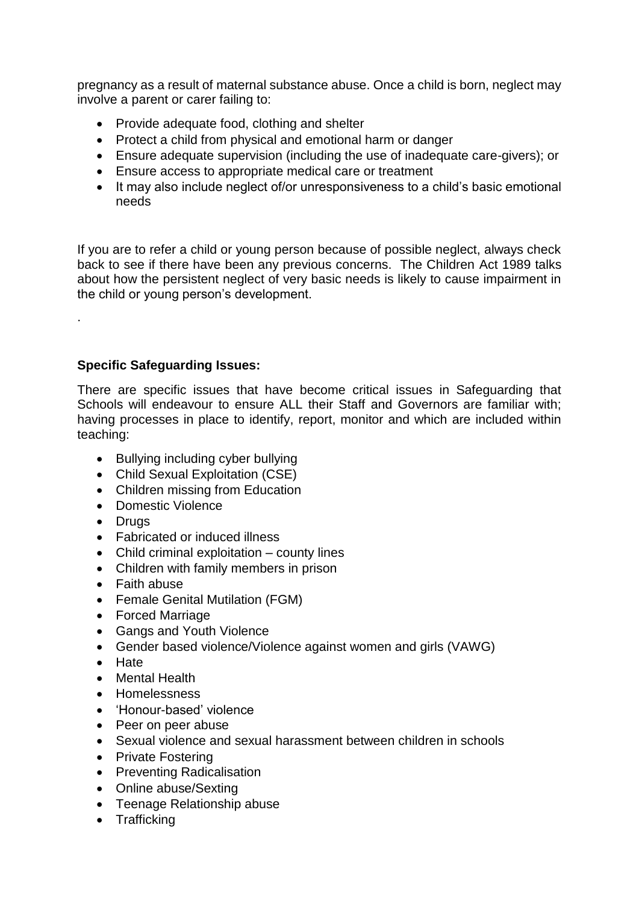pregnancy as a result of maternal substance abuse. Once a child is born, neglect may involve a parent or carer failing to:

- Provide adequate food, clothing and shelter
- Protect a child from physical and emotional harm or danger
- Ensure adequate supervision (including the use of inadequate care-givers); or
- Ensure access to appropriate medical care or treatment
- It may also include neglect of/or unresponsiveness to a child's basic emotional needs

If you are to refer a child or young person because of possible neglect, always check back to see if there have been any previous concerns. The Children Act 1989 talks about how the persistent neglect of very basic needs is likely to cause impairment in the child or young person's development.

.

**Specific Safeguarding Issues:**

There are specific issues that have become critical issues in Safeguarding that Schools will endeavour to ensure ALL their Staff and Governors are familiar with; having processes in place to identify, report, monitor and which are included within teaching:

- Bullying including cyber bullying
- Child Sexual Exploitation (CSE)
- Children missing from Education
- Domestic Violence
- Drugs
- Fabricated or induced illness
- Child criminal exploitation – county lines
- Children with family members in prison
- Faith abuse
- Female Genital Mutilation (FGM)
- Forced Marriage
- Gangs and Youth Violence
- Gender based violence/Violence against women and girls (VAWG)
- Hate
- Mental Health
- Homelessness
- 'Honour-based' violence
- Peer on peer abuse
- Sexual violence and sexual harassment between children in schools
- Private Fostering
- Preventing Radicalisation
- Online abuse/Sexting
- Teenage Relationship abuse
- Trafficking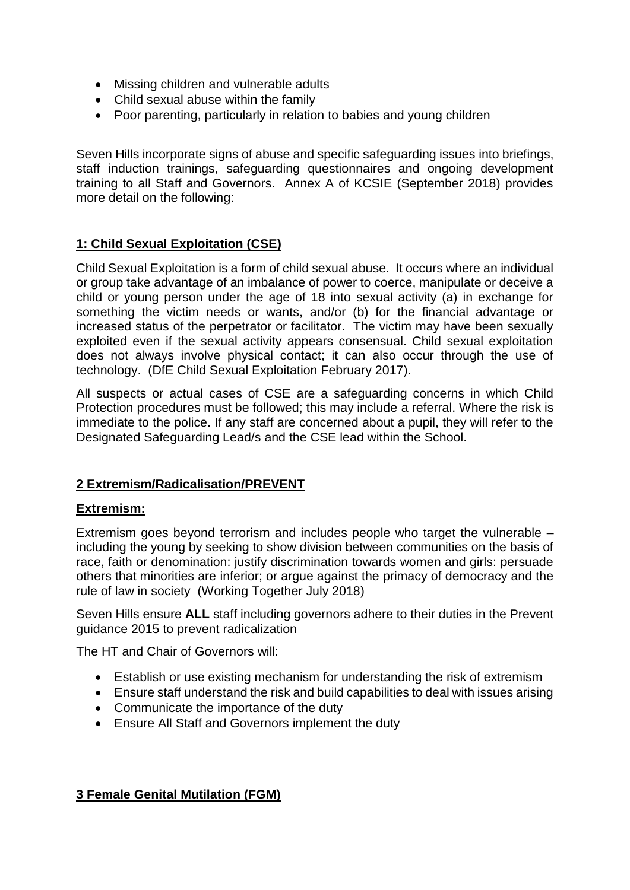- Missing children and vulnerable adults
- Child sexual abuse within the family
- Poor parenting, particularly in relation to babies and young children

Seven Hills incorporate signs of abuse and specific safeguarding issues into briefings, staff induction trainings, safeguarding questionnaires and ongoing development training to all Staff and Governors. Annex A of KCSIE (September 2018) provides more detail on the following:

## **1: Child Sexual Exploitation (CSE)**

Child Sexual Exploitation is a form of child sexual abuse. It occurs where an individual or group take advantage of an imbalance of power to coerce, manipulate or deceive a child or young person under the age of 18 into sexual activity (a) in exchange for something the victim needs or wants, and/or (b) for the financial advantage or increased status of the perpetrator or facilitator. The victim may have been sexually exploited even if the sexual activity appears consensual. Child sexual exploitation does not always involve physical contact; it can also occur through the use of technology. (DfE Child Sexual Exploitation February 2017).

All suspects or actual cases of CSE are a safeguarding concerns in which Child Protection procedures must be followed; this may include a referral. Where the risk is immediate to the police. If any staff are concerned about a pupil, they will refer to the Designated Safeguarding Lead/s and the CSE lead within the School.

## **2 Extremism/Radicalisation/PREVENT**

### **Extremism:**

Extremism goes beyond terrorism and includes people who target the vulnerable – including the young by seeking to show division between communities on the basis of race, faith or denomination: justify discrimination towards women and girls: persuade others that minorities are inferior; or argue against the primacy of democracy and the rule of law in society (Working Together July 2018)

Seven Hills ensure **ALL** staff including governors adhere to their duties in the Prevent guidance 2015 to prevent radicalization

The HT and Chair of Governors will:

- Establish or use existing mechanism for understanding the risk of extremism
- Ensure staff understand the risk and build capabilities to deal with issues arising
- Communicate the importance of the duty
- Ensure All Staff and Governors implement the duty

## **3 Female Genital Mutilation (FGM)**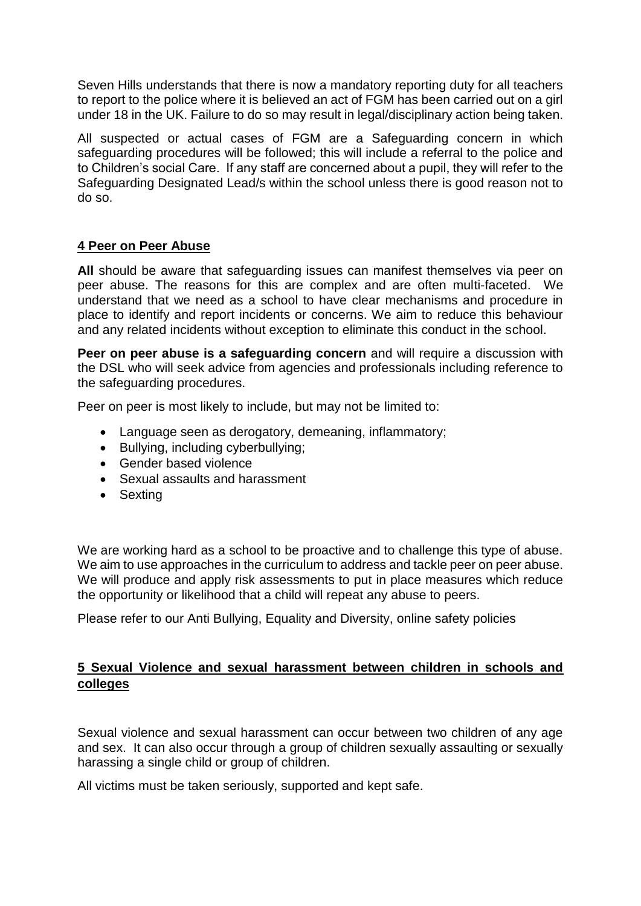Seven Hills understands that there is now a mandatory reporting duty for all teachers to report to the police where it is believed an act of FGM has been carried out on a girl under 18 in the UK. Failure to do so may result in legal/disciplinary action being taken.

All suspected or actual cases of FGM are a Safeguarding concern in which safeguarding procedures will be followed; this will include a referral to the police and to Children's social Care. If any staff are concerned about a pupil, they will refer to the Safeguarding Designated Lead/s within the school unless there is good reason not to do so.

## 4 Peer on Peer Abuse

**All** should be aware that safeguarding issues can manifest themselves via peer on peer abuse. The reasons for this are complex and are often multi-faceted. We understand that we need as a school to have clear mechanisms and procedure in place to identify and report incidents or concerns. We aim to reduce this behaviour and any related incidents without exception to eliminate this conduct in the school.

**Peer on peer abuse is a safeguarding concern** and will require a discussion with the DSL who will seek advice from agencies and professionals including reference to the safeguarding procedures.

Peer on peer is most likely to include, but may not be limited to:

- Language seen as derogatory, demeaning, inflammatory;
- Bullying, including cyberbullying;
- Gender based violence
- Sexual assaults and harassment
- Sexting

We are working hard as a school to be proactive and to challenge this type of abuse. We aim to use approaches in the curriculum to address and tackle peer on peer abuse. We will produce and apply risk assessments to put in place measures which reduce the opportunity or likelihood that a child will repeat any abuse to peers.

Please refer to our Anti Bullying, Equality and Diversity, online safety policies

## 5 Sexual Violence and sexual harassment between children in schools and colleges

Sexual violence and sexual harassment can occur between two children of any age and sex. It can also occur through a group of children sexually assaulting or sexually harassing a single child or group of children.

All victims must be taken seriously, supported and kept safe.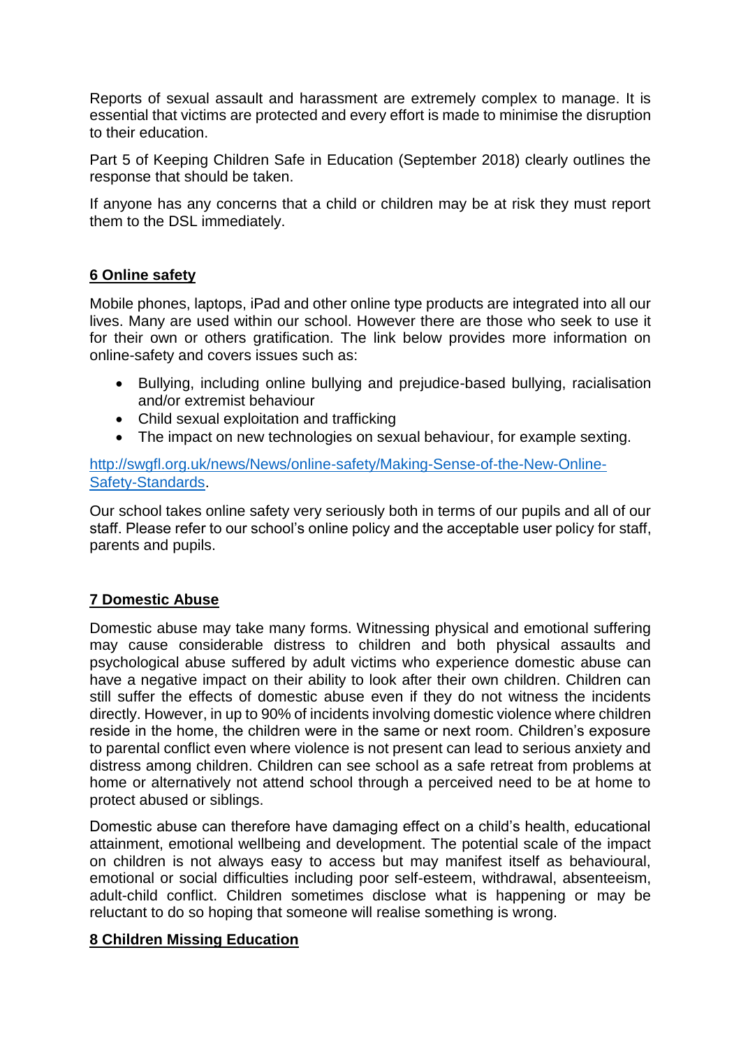Reports of sexual assault and harassment are extremely complex to manage. It is essential that victims are protected and every effort is made to minimise the disruption to their education.

Part 5 of Keeping Children Safe in Education (September 2018) clearly outlines the response that should be taken.

If anyone has any concerns that a child or children may be at risk they must report them to the DSL immediately.

## 6 Online safety

Mobile phones, laptops, iPad and other online type products are integrated into all our lives. Many are used within our school. However there are those who seek to use it for their own or others gratification. The link below provides more information on online-safety and covers issues such as:

- Bullying, including online bullying and prejudice-based bullying, racialisation and/or extremist behaviour
- Child sexual exploitation and trafficking
- The impact on new technologies on sexual behaviour, for example sexting.

[http://swgfl.org.uk/news/News/online-safety/Making-Sense-of-the-New-Online-Safety-Standards](http://swgfl.org.uk/news/News/online-safety/Making-Sense-of-the-New-Online-Safety-Standards).

Our school takes online safety very seriously both in terms of our pupils and all of our staff. Please refer to our school's online policy and the acceptable user policy for staff, parents and pupils.

## 7 Domestic Abuse

Domestic abuse may take many forms. Witnessing physical and emotional suffering may cause considerable distress to children and both physical assaults and psychological abuse suffered by adult victims who experience domestic abuse can have a negative impact on their ability to look after their own children. Children can still suffer the effects of domestic abuse even if they do not witness the incidents directly. However, in up to 90% of incidents involving domestic violence where children reside in the home, the children were in the same or next room. Children's exposure to parental conflict even where violence is not present can lead to serious anxiety and distress among children. Children can see school as a safe retreat from problems at home or alternatively not attend school through a perceived need to be at home to protect abused or siblings.

Domestic abuse can therefore have damaging effect on a child's health, educational attainment, emotional wellbeing and development. The potential scale of the impact on children is not always easy to access but may manifest itself as behavioural, emotional or social difficulties including poor self-esteem, withdrawal, absenteeism, adult-child conflict. Children sometimes disclose what is happening or may be reluctant to do so hoping that someone will realise something is wrong.

## 8 Children Missing Education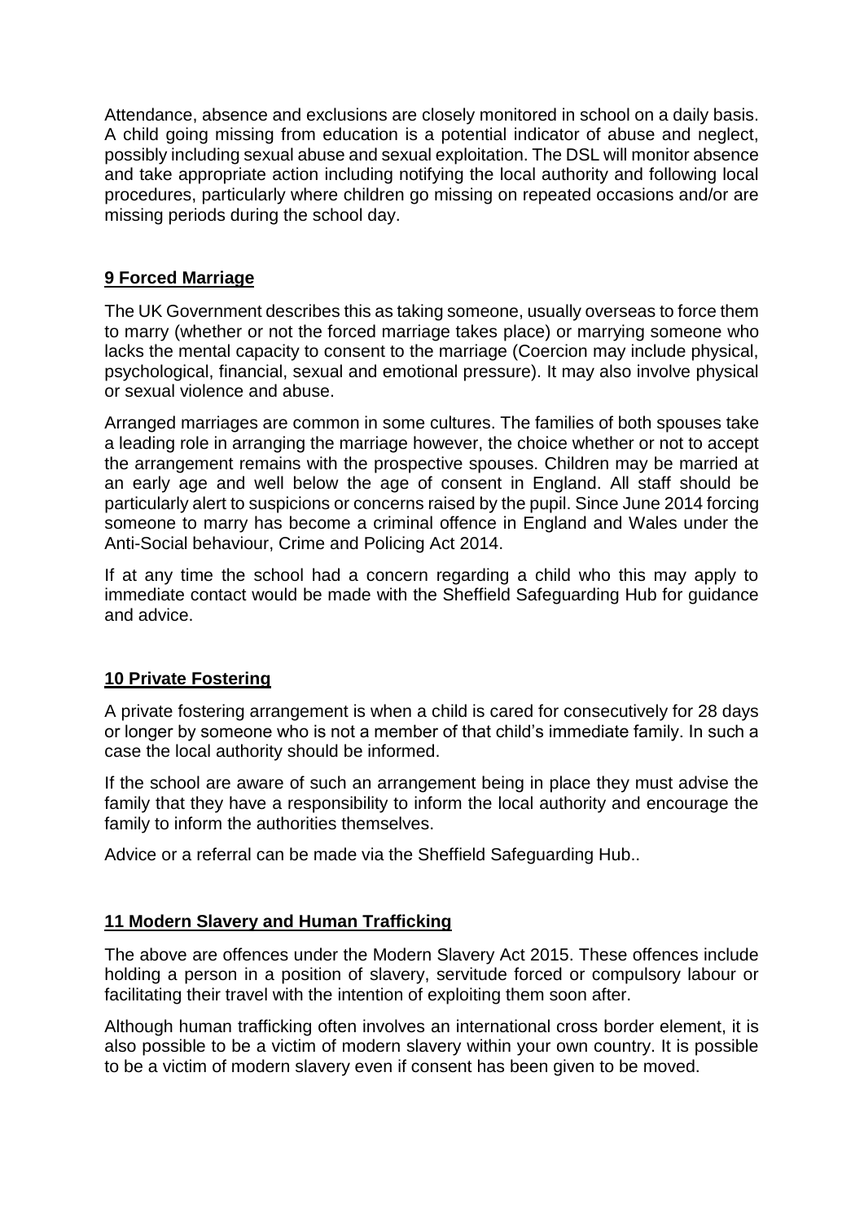Attendance, absence and exclusions are closely monitored in school on a daily basis. A child going missing from education is a potential indicator of abuse and neglect, possibly including sexual abuse and sexual exploitation. The DSL will monitor absence and take appropriate action including notifying the local authority and following local procedures, particularly where children go missing on repeated occasions and/or are missing periods during the school day.

## 9 Forced Marriage

The UK Government describes this as taking someone, usually overseas to force them to marry (whether or not the forced marriage takes place) or marrying someone who lacks the mental capacity to consent to the marriage (Coercion may include physical, psychological, financial, sexual and emotional pressure). It may also involve physical or sexual violence and abuse.

Arranged marriages are common in some cultures. The families of both spouses take a leading role in arranging the marriage however, the choice whether or not to accept the arrangement remains with the prospective spouses. Children may be married at an early age and well below the age of consent in England. All staff should be particularly alert to suspicions or concerns raised by the pupil. Since June 2014 forcing someone to marry has become a criminal offence in England and Wales under the Anti-Social behaviour, Crime and Policing Act 2014.

If at any time the school had a concern regarding a child who this may apply to immediate contact would be made with the Sheffield Safeguarding Hub for guidance and advice.

## 10 Private Fostering

A private fostering arrangement is when a child is cared for consecutively for 28 days or longer by someone who is not a member of that child's immediate family. In such a case the local authority should be informed.

If the school are aware of such an arrangement being in place they must advise the family that they have a responsibility to inform the local authority and encourage the family to inform the authorities themselves.

Advice or a referral can be made via the Sheffield Safeguarding Hub..

## 11 Modern Slavery and Human Trafficking

The above are offences under the Modern Slavery Act 2015. These offences include holding a person in a position of slavery, servitude forced or compulsory labour or facilitating their travel with the intention of exploiting them soon after.

Although human trafficking often involves an international cross border element, it is also possible to be a victim of modern slavery within your own country. It is possible to be a victim of modern slavery even if consent has been given to be moved.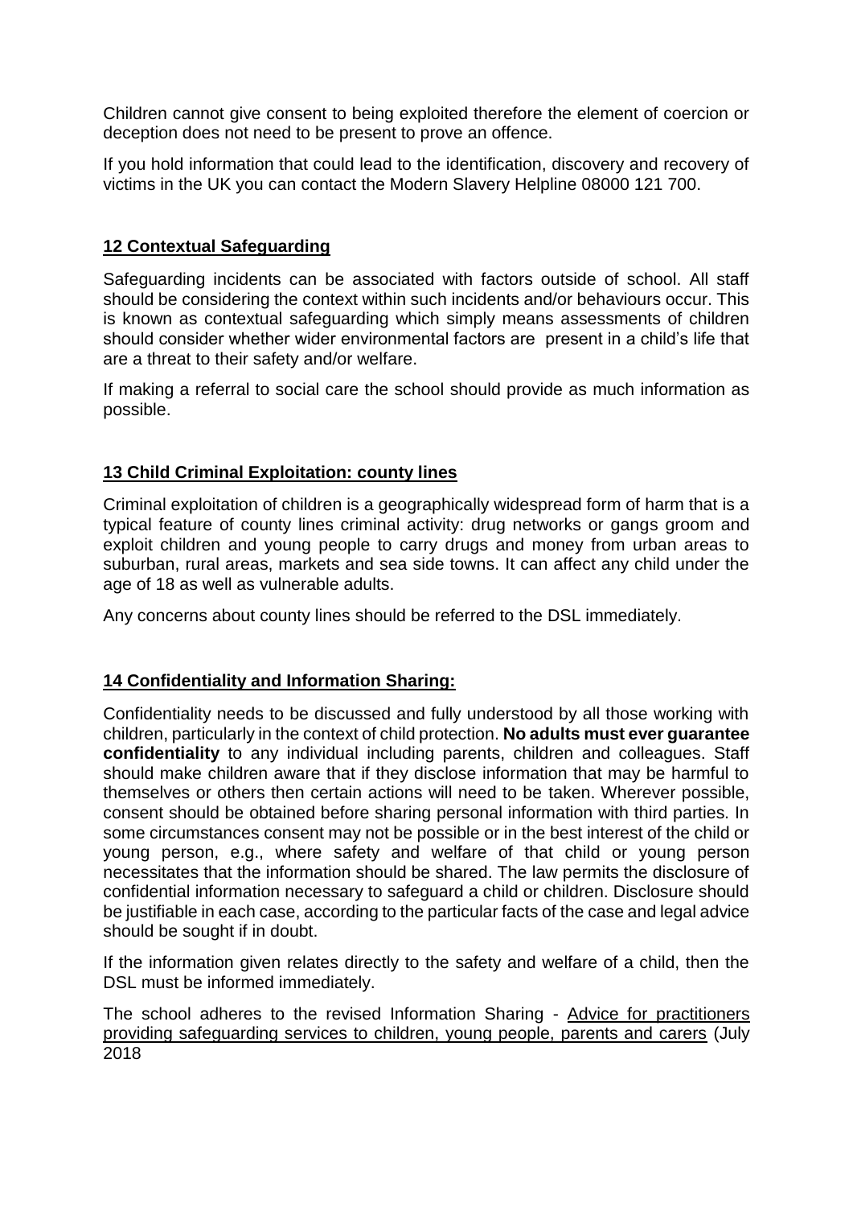Children cannot give consent to being exploited therefore the element of coercion or deception does not need to be present to prove an offence.

If you hold information that could lead to the identification, discovery and recovery of victims in the UK you can contact the Modern Slavery Helpline 08000 121 700.

## 12 Contextual Safeguarding

Safeguarding incidents can be associated with factors outside of school. All staff should be considering the context within such incidents and/or behaviours occur. This is known as contextual safeguarding which simply means assessments of children should consider whether wider environmental factors are present in a child's life that are a threat to their safety and/or welfare.

If making a referral to social care the school should provide as much information as possible.

## 13 Child Criminal Exploitation: county lines

Criminal exploitation of children is a geographically widespread form of harm that is a typical feature of county lines criminal activity: drug networks or gangs groom and exploit children and young people to carry drugs and money from urban areas to suburban, rural areas, markets and sea side towns. It can affect any child under the age of 18 as well as vulnerable adults.

Any concerns about county lines should be referred to the DSL immediately.

## 14 Confidentiality and Information Sharing:

Confidentiality needs to be discussed and fully understood by all those working with children, particularly in the context of child protection. **No adults must ever guarantee confidentiality** to any individual including parents, children and colleagues. Staff should make children aware that if they disclose information that may be harmful to themselves or others then certain actions will need to be taken. Wherever possible, consent should be obtained before sharing personal information with third parties. In some circumstances consent may not be possible or in the best interest of the child or young person, e.g., where safety and welfare of that child or young person necessitates that the information should be shared. The law permits the disclosure of confidential information necessary to safeguard a child or children. Disclosure should be justifiable in each case, according to the particular facts of the case and legal advice should be sought if in doubt.

If the information given relates directly to the safety and welfare of a child, then the DSL must be informed immediately.

The school adheres to the revised Information Sharing - Advice for practitioners providing safeguarding services to children, young people, parents and carers (July 2018